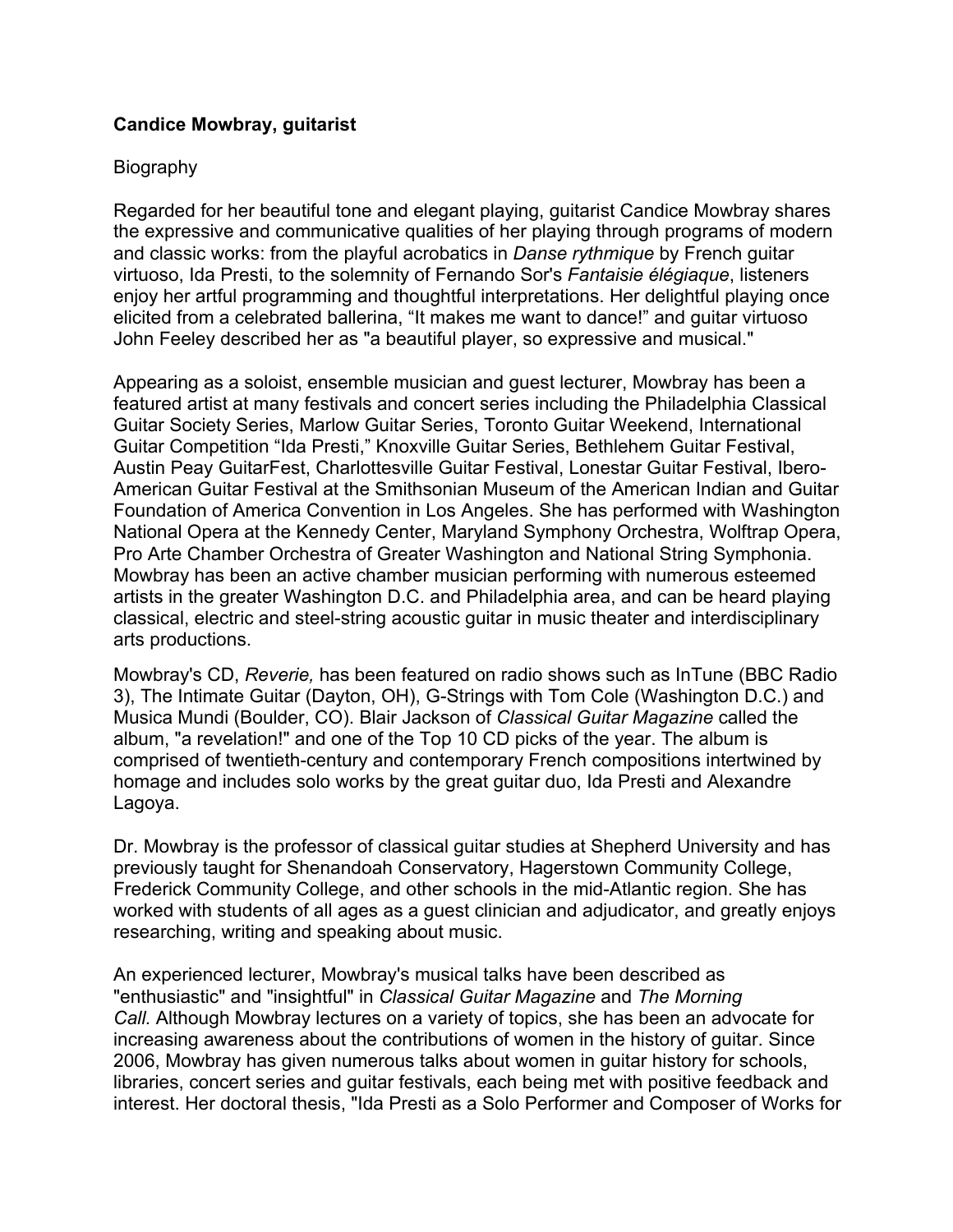**Candice Mowbray, guitarist**

Biography

Regarded for her beautiful tone and elegant playing, guitarist Candice Mowbray shares the expressive and communicative qualities of her playing through programs of modern and classic works: from the playful acrobatics in *Danse rythmique* by French guitar virtuoso, Ida Presti, to the solemnity of Fernando Sor's *Fantaisie élégiaque*, listeners enjoy her artful programming and thoughtful interpretations. Her delightful playing once elicited from a celebrated ballerina, "It makes me want to dance!" and guitar virtuoso John Feeley described her as "a beautiful player, so expressive and musical."

Appearing as a soloist, ensemble musician and guest lecturer, Mowbray has been a featured artist at many festivals and concert series including the Philadelphia Classical Guitar Society Series, Marlow Guitar Series, Toronto Guitar Weekend, International Guitar Competition "Ida Presti," Knoxville Guitar Series, Bethlehem Guitar Festival, Austin Peay GuitarFest, Charlottesville Guitar Festival, Lonestar Guitar Festival, Ibero-American Guitar Festival at the Smithsonian Museum of the American Indian and Guitar Foundation of America Convention in Los Angeles. She has performed with Washington National Opera at the Kennedy Center, Maryland Symphony Orchestra, Wolftrap Opera, Pro Arte Chamber Orchestra of Greater Washington and National String Symphonia. Mowbray has been an active chamber musician performing with numerous esteemed artists in the greater Washington D.C. and Philadelphia area, and can be heard playing classical, electric and steel-string acoustic guitar in music theater and interdisciplinary arts productions.

Mowbray's CD, *Reverie,* has been featured on radio shows such as InTune (BBC Radio 3), The Intimate Guitar (Dayton, OH), G-Strings with Tom Cole (Washington D.C.) and Musica Mundi (Boulder, CO). Blair Jackson of *Classical Guitar Magazine* called the album, "a revelation!" and one of the Top 10 CD picks of the year. The album is comprised of twentieth-century and contemporary French compositions intertwined by homage and includes solo works by the great guitar duo, Ida Presti and Alexandre Lagoya.

Dr. Mowbray is the professor of classical guitar studies at Shepherd University and has previously taught for Shenandoah Conservatory, Hagerstown Community College, Frederick Community College, and other schools in the mid-Atlantic region. She has worked with students of all ages as a guest clinician and adjudicator, and greatly enjoys researching, writing and speaking about music.

An experienced lecturer, Mowbray's musical talks have been described as "enthusiastic" and "insightful" in *Classical Guitar Magazine* and *The Morning Call.* Although Mowbray lectures on a variety of topics, she has been an advocate for increasing awareness about the contributions of women in the history of guitar. Since 2006, Mowbray has given numerous talks about women in guitar history for schools, libraries, concert series and guitar festivals, each being met with positive feedback and interest. Her doctoral thesis, "Ida Presti as a Solo Performer and Composer of Works for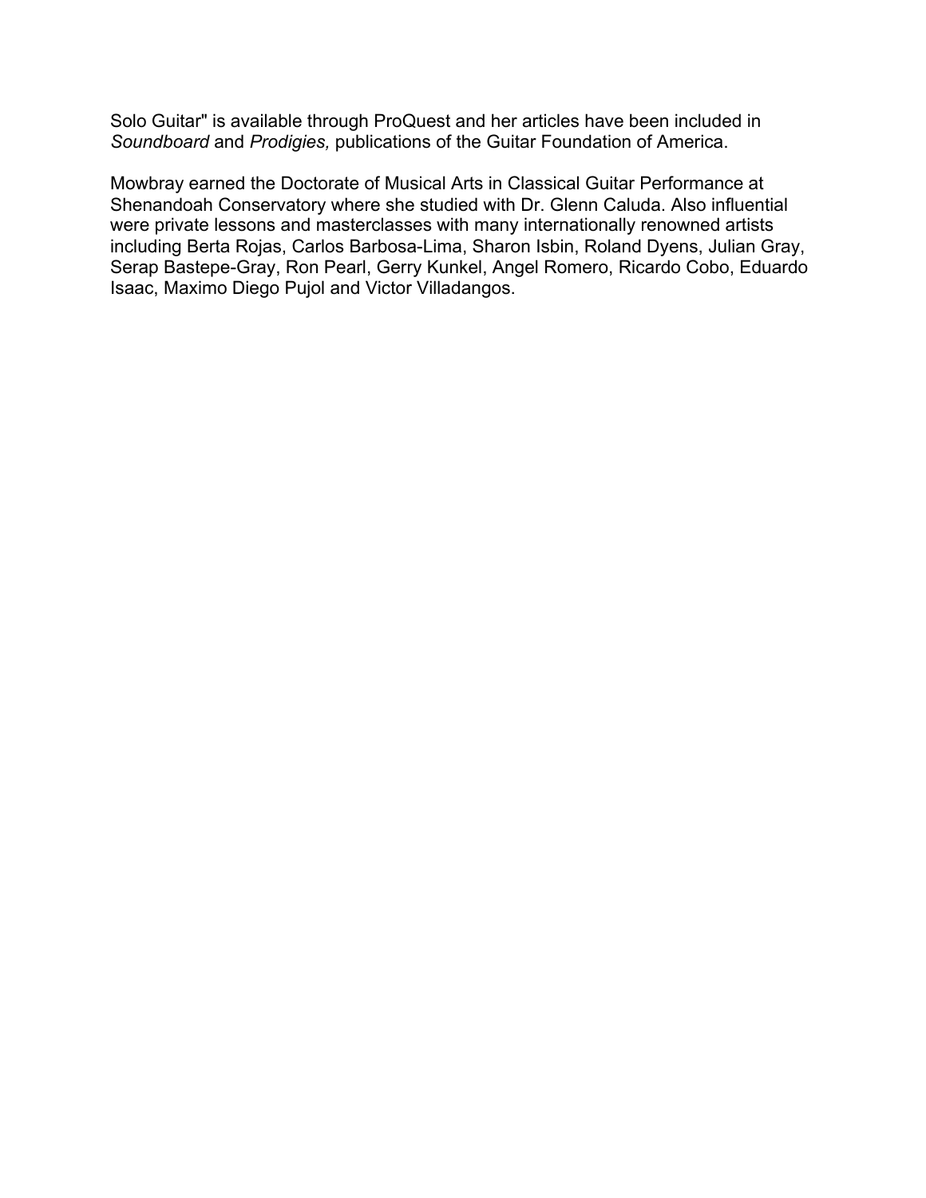Solo Guitar" is available through ProQuest and her articles have been included in *Soundboard* and *Prodigies,* publications of the Guitar Foundation of America.

Mowbray earned the Doctorate of Musical Arts in Classical Guitar Performance at Shenandoah Conservatory where she studied with Dr. Glenn Caluda. Also influential were private lessons and masterclasses with many internationally renowned artists including Berta Rojas, Carlos Barbosa-Lima, Sharon Isbin, Roland Dyens, Julian Gray, Serap Bastepe-Gray, Ron Pearl, Gerry Kunkel, Angel Romero, Ricardo Cobo, Eduardo Isaac, Maximo Diego Pujol and Victor Villadangos.